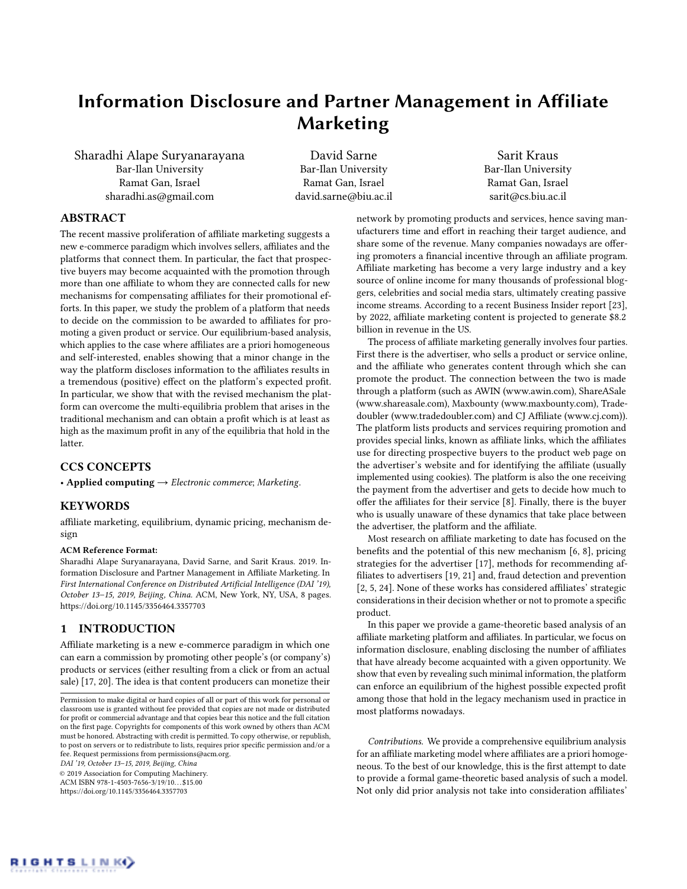# Information Disclosure and Partner Management in Affiliate Marketing

Sharadhi Alape Suryanarayana
Bar-Ilan University
Ramat Gan, Israel
sharadhi.as@gmail.com

David Sarne
Bar-Ilan University
Ramat Gan, Israel
david.sarne@biu.ac.il

Sarit Kraus
Bar-Ilan University
Ramat Gan, Israel
sarit@cs.biu.ac.il

## ABSTRACT

The recent massive proliferation of affiliate marketing suggests a new e-commerce paradigm which involves sellers, affiliates and the platforms that connect them. In particular, the fact that prospective buyers may become acquainted with the promotion through more than one affiliate to whom they are connected calls for new mechanisms for compensating affiliates for their promotional efforts. In this paper, we study the problem of a platform that needs to decide on the commission to be awarded to affiliates for promoting a given product or service. Our equilibrium-based analysis, which applies to the case where affiliates are a priori homogeneous and self-interested, enables showing that a minor change in the way the platform discloses information to the affiliates results in a tremendous (positive) effect on the platform's expected profit. In particular, we show that with the revised mechanism the platform can overcome the multi-equilibria problem that arises in the traditional mechanism and can obtain a profit which is at least as high as the maximum profit in any of the equilibria that hold in the latter.

## CCS CONCEPTS

• **Applied computing** → *Electronic commerce*; *Marketing*.

## KEYWORDS

affiliate marketing, equilibrium, dynamic pricing, mechanism design

**ACM Reference Format:**
Sharadhi Alape Suryanarayana, David Sarne, and Sarit Kraus. 2019. Information Disclosure and Partner Management in Affiliate Marketing. In *First International Conference on Distributed Artificial Intelligence (DAI '19), October 13–15, 2019, Beijing, China.* ACM, New York, NY, USA, 8 pages. https://doi.org/10.1145/3356464.3357703

## 1 INTRODUCTION

Affiliate marketing is a new e-commerce paradigm in which one can earn a commission by promoting other people's (or company's) products or services (either resulting from a click or from an actual sale) [17, 20]. The idea is that content producers can monetize their network by promoting products and services, hence saving manufacturers time and effort in reaching their target audience, and share some of the revenue. Many companies nowadays are offering promoters a financial incentive through an affiliate program. Affiliate marketing has become a very large industry and a key source of online income for many thousands of professional bloggers, celebrities and social media stars, ultimately creating passive income streams. According to a recent Business Insider report [23], by 2022, affiliate marketing content is projected to generate $8.2 billion in revenue in the US.

The process of affiliate marketing generally involves four parties. First there is the advertiser, who sells a product or service online, and the affiliate who generates content through which she can promote the product. The connection between the two is made through a platform (such as AWIN (www.awin.com), ShareASale (www.shareasale.com), Maxbounty (www.maxbounty.com), Tradedoubler (www.tradedoubler.com) and CJ Affiliate (www.cj.com)). The platform lists products and services requiring promotion and provides special links, known as affiliate links, which the affiliates use for directing prospective buyers to the product web page on the advertiser's website and for identifying the affiliate (usually implemented using cookies). The platform is also the one receiving the payment from the advertiser and gets to decide how much to offer the affiliates for their service [8]. Finally, there is the buyer who is usually unaware of these dynamics that take place between the advertiser, the platform and the affiliate.

Most research on affiliate marketing to date has focused on the benefits and the potential of this new mechanism [6, 8], pricing strategies for the advertiser [17], methods for recommending affiliates to advertisers [19, 21] and, fraud detection and prevention [2, 5, 24]. None of these works has considered affiliates' strategic considerations in their decision whether or not to promote a specific product.

In this paper we provide a game-theoretic based analysis of an affiliate marketing platform and affiliates. In particular, we focus on information disclosure, enabling disclosing the number of affiliates that have already become acquainted with a given opportunity. We show that even by revealing such minimal information, the platform can enforce an equilibrium of the highest possible expected profit among those that hold in the legacy mechanism used in practice in most platforms nowadays.

*Contributions.* We provide a comprehensive equilibrium analysis for an affiliate marketing model where affiliates are a priori homogeneous. To the best of our knowledge, this is the first attempt to date to provide a formal game-theoretic based analysis of such a model. Not only did prior analysis not take into consideration affiliates'

Permission to make digital or hard copies of all or part of this work for personal or classroom use is granted without fee provided that copies are not made or distributed for profit or commercial advantage and that copies bear this notice and the full citation on the first page. Copyrights for components of this work owned by others than ACM must be honored. Abstracting with credit is permitted. To copy otherwise, or republish, to post on servers or to redistribute to lists, requires prior specific permission and/or a fee. Request permissions from permissions@acm.org.
*DAI '19, October 13–15, 2019, Beijing, China*
© 2019 Association for Computing Machinery.
ACM ISBN 978-1-4503-7656-3/19/10…$15.00
https://doi.org/10.1145/3356464.3357703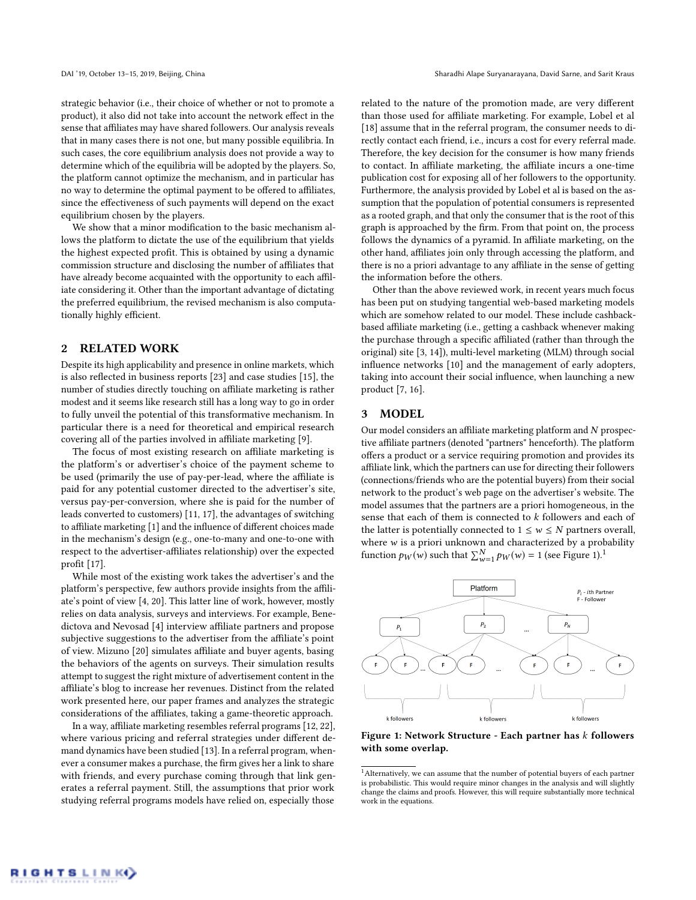strategic behavior (i.e., their choice of whether or not to promote a product), it also did not take into account the network effect in the sense that affiliates may have shared followers. Our analysis reveals that in many cases there is not one, but many possible equilibria. In such cases, the core equilibrium analysis does not provide a way to determine which of the equilibria will be adopted by the players. So, the platform cannot optimize the mechanism, and in particular has no way to determine the optimal payment to be offered to affiliates, since the effectiveness of such payments will depend on the exact equilibrium chosen by the players.

We show that a minor modification to the basic mechanism allows the platform to dictate the use of the equilibrium that yields the highest expected profit. This is obtained by using a dynamic commission structure and disclosing the number of affiliates that have already become acquainted with the opportunity to each affiliate considering it. Other than the important advantage of dictating the preferred equilibrium, the revised mechanism is also computationally highly efficient.

## 2 RELATED WORK

Despite its high applicability and presence in online markets, which is also reflected in business reports [23] and case studies [15], the number of studies directly touching on affiliate marketing is rather modest and it seems like research still has a long way to go in order to fully unveil the potential of this transformative mechanism. In particular there is a need for theoretical and empirical research covering all of the parties involved in affiliate marketing [9].

The focus of most existing research on affiliate marketing is the platform's or advertiser's choice of the payment scheme to be used (primarily the use of pay-per-lead, where the affiliate is paid for any potential customer directed to the advertiser's site, versus pay-per-conversion, where she is paid for the number of leads converted to customers) [11, 17], the advantages of switching to affiliate marketing [1] and the influence of different choices made in the mechanism's design (e.g., one-to-many and one-to-one with respect to the advertiser-affiliates relationship) over the expected profit [17].

While most of the existing work takes the advertiser's and the platform's perspective, few authors provide insights from the affiliate's point of view [4, 20]. This latter line of work, however, mostly relies on data analysis, surveys and interviews. For example, Benedictova and Nevosad [4] interview affiliate partners and propose subjective suggestions to the advertiser from the affiliate's point of view. Mizuno [20] simulates affiliate and buyer agents, basing the behaviors of the agents on surveys. Their simulation results attempt to suggest the right mixture of advertisement content in the affiliate's blog to increase her revenues. Distinct from the related work presented here, our paper frames and analyzes the strategic considerations of the affiliates, taking a game-theoretic approach.

In a way, affiliate marketing resembles referral programs [12, 22], where various pricing and referral strategies under different demand dynamics have been studied [13]. In a referral program, whenever a consumer makes a purchase, the firm gives her a link to share with friends, and every purchase coming through that link generates a referral payment. Still, the assumptions that prior work studying referral programs models have relied on, especially those related to the nature of the promotion made, are very different than those used for affiliate marketing. For example, Lobel et al [18] assume that in the referral program, the consumer needs to directly contact each friend, i.e., incurs a cost for every referral made. Therefore, the key decision for the consumer is how many friends to contact. In affiliate marketing, the affiliate incurs a one-time publication cost for exposing all of her followers to the opportunity. Furthermore, the analysis provided by Lobel et al is based on the assumption that the population of potential consumers is represented as a rooted graph, and that only the consumer that is the root of this graph is approached by the firm. From that point on, the process follows the dynamics of a pyramid. In affiliate marketing, on the other hand, affiliates join only through accessing the platform, and there is no a priori advantage to any affiliate in the sense of getting the information before the others.

Other than the above reviewed work, in recent years much focus has been put on studying tangential web-based marketing models which are somehow related to our model. These include cashback-based affiliate marketing (i.e., getting a cashback whenever making the purchase through a specific affiliated (rather than through the original) site [3, 14]), multi-level marketing (MLM) through social influence networks [10] and the management of early adopters, taking into account their social influence, when launching a new product [7, 16].

## 3 MODEL

Our model considers an affiliate marketing platform and $N$ prospective affiliate partners (denoted "partners" henceforth). The platform offers a product or a service requiring promotion and provides its affiliate link, which the partners can use for directing their followers (connections/friends who are the potential buyers) from their social network to the product's web page on the advertiser's website. The model assumes that the partners are a priori homogeneous, in the sense that each of them is connected to $k$ followers and each of the latter is potentially connected to $1 \leq w \leq N$ partners overall, where $w$ is a priori unknown and characterized by a probability function $p_W(w)$ such that $\sum_{w=1}^{N} p_W(w) = 1$ (see Figure 1).[1]

**Figure 1: Network Structure - Each partner has $k$ followers with some overlap.**

[1] Alternatively, we can assume that the number of potential buyers of each partner is probabilistic. This would require minor changes in the analysis and will slightly change the claims and proofs. However, this will require substantially more technical work in the equations.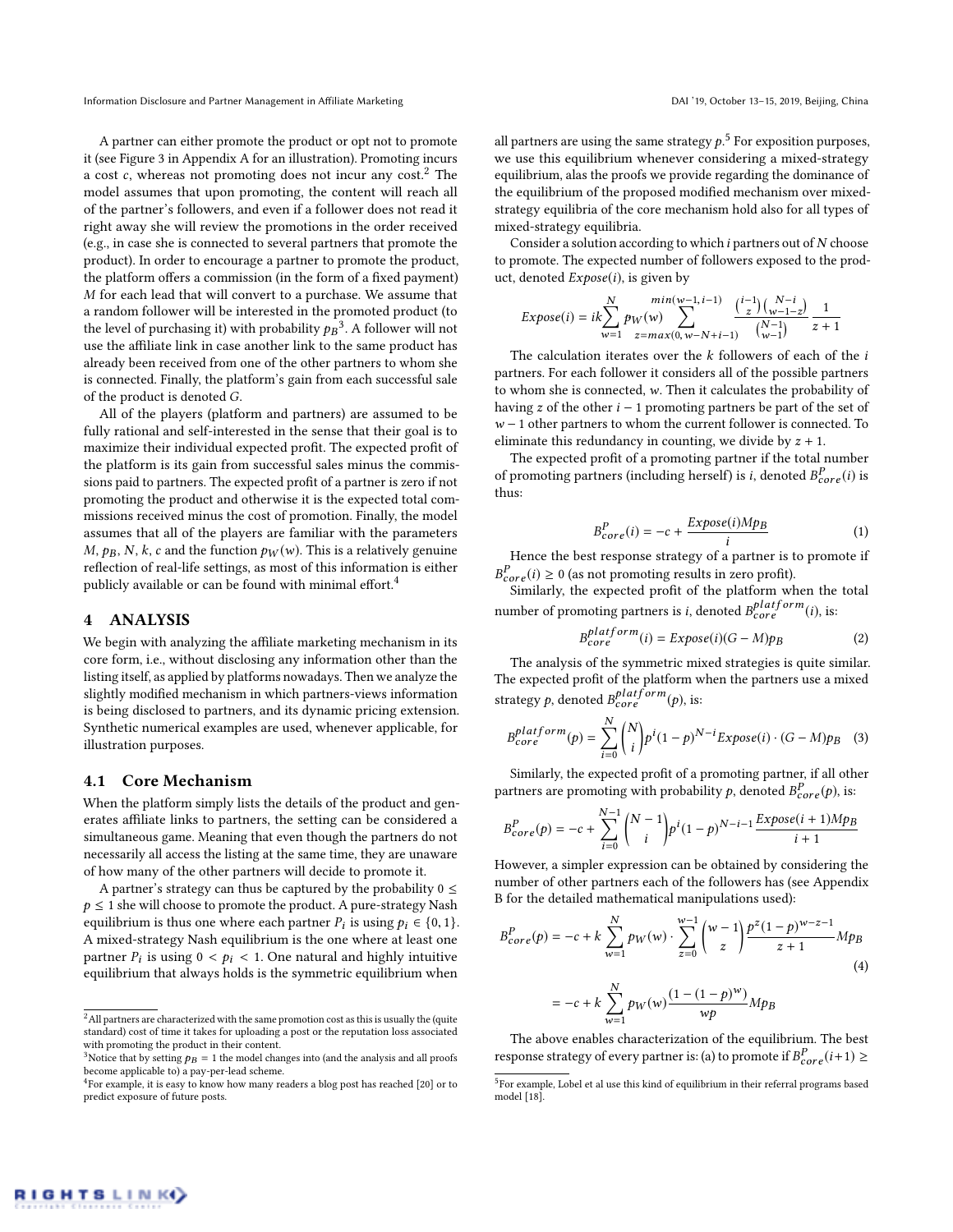A partner can either promote the product or opt not to promote it (see Figure 3 in Appendix A for an illustration). Promoting incurs a cost $c$, whereas not promoting does not incur any cost.[2] The model assumes that upon promoting, the content will reach all of the partner's followers, and even if a follower does not read it right away she will review the promotions in the order received (e.g., in case she is connected to several partners that promote the product). In order to encourage a partner to promote the product, the platform offers a commission (in the form of a fixed payment) $M$ for each lead that will convert to a purchase. We assume that a random follower will be interested in the promoted product (to the level of purchasing it) with probability $p_B$[3]. A follower will not use the affiliate link in case another link to the same product has already been received from one of the other partners to whom she is connected. Finally, the platform's gain from each successful sale of the product is denoted $G$.

All of the players (platform and partners) are assumed to be fully rational and self-interested in the sense that their goal is to maximize their individual expected profit. The expected profit of the platform is its gain from successful sales minus the commissions paid to partners. The expected profit of a partner is zero if not promoting the product and otherwise it is the expected total commissions received minus the cost of promotion. Finally, the model assumes that all of the players are familiar with the parameters $M$, $p_B$, $N$, $k$, $c$ and the function $p_W(w)$. This is a relatively genuine reflection of real-life settings, as most of this information is either publicly available or can be found with minimal effort.[4]

## 4 ANALYSIS

We begin with analyzing the affiliate marketing mechanism in its core form, i.e., without disclosing any information other than the listing itself, as applied by platforms nowadays. Then we analyze the slightly modified mechanism in which partners-views information is being disclosed to partners, and its dynamic pricing extension. Synthetic numerical examples are used, whenever applicable, for illustration purposes.

### 4.1 Core Mechanism

When the platform simply lists the details of the product and generates affiliate links to partners, the setting can be considered a simultaneous game. Meaning that even though the partners do not necessarily all access the listing at the same time, they are unaware of how many of the other partners will decide to promote it.

A partner's strategy can thus be captured by the probability $0 \leq p \leq 1$ she will choose to promote the product. A pure-strategy Nash equilibrium is thus one where each partner $P_i$ is using $p_i \in \{0, 1\}$. A mixed-strategy Nash equilibrium is the one where at least one partner $P_i$ is using $0 < p_i < 1$. One natural and highly intuitive equilibrium that always holds is the symmetric equilibrium when all partners are using the same strategy $p$.[5] For exposition purposes, we use this equilibrium whenever considering a mixed-strategy equilibrium, alas the proofs we provide regarding the dominance of the equilibrium of the proposed modified mechanism over mixed-strategy equilibria of the core mechanism hold also for all types of mixed-strategy equilibria.

Consider a solution according to which $i$ partners out of $N$ choose to promote. The expected number of followers exposed to the product, denoted $Expose(i)$, is given by

$$Expose(i) = ik \sum_{w=1}^{N} p_W(w) \sum_{z=max(0,w-N+i-1)}^{min(w-1,i-1)} \frac{\binom{i-1}{z}\binom{N-i}{w-1-z}}{\binom{N-1}{w-1}} \frac{1}{z+1}$$

The calculation iterates over the $k$ followers of each of the $i$ partners. For each follower it considers all of the possible partners to whom she is connected, $w$. Then it calculates the probability of having $z$ of the other $i-1$ promoting partners be part of the set of $w-1$ other partners to whom the current follower is connected. To eliminate this redundancy in counting, we divide by $z+1$.

The expected profit of a promoting partner if the total number of promoting partners (including herself) is $i$, denoted $B^P_{core}(i)$ is thus:

$$B^P_{core}(i) = -c + \frac{Expose(i) M p_B}{i} \tag{1}$$

Hence the best response strategy of a partner is to promote if $B^P_{core}(i) \geq 0$ (as not promoting results in zero profit).

Similarly, the expected profit of the platform when the total number of promoting partners is $i$, denoted $B^{platform}_{core}(i)$, is:

$$B^{platform}_{core}(i) = Expose(i)(G - M)p_B \tag{2}$$

The analysis of the symmetric mixed strategies is quite similar. The expected profit of the platform when the partners use a mixed strategy $p$, denoted $B^{platform}_{core}(p)$, is:

$$B^{platform}_{core}(p) = \sum_{i=0}^{N} \binom{N}{i} p^i (1-p)^{N-i} Expose(i) \cdot (G - M)p_B \tag{3}$$

Similarly, the expected profit of a promoting partner, if all other partners are promoting with probability $p$, denoted $B^P_{core}(p)$, is:

$$B^P_{core}(p) = -c + \sum_{i=0}^{N-1} \binom{N-1}{i} p^i (1-p)^{N-i-1} \frac{Expose(i+1) M p_B}{i+1}$$

However, a simpler expression can be obtained by considering the number of other partners each of the followers has (see Appendix B for the detailed mathematical manipulations used):

$$B^P_{core}(p) = -c + k \sum_{w=1}^{N} p_W(w) \cdot \sum_{z=0}^{w-1} \binom{w-1}{z} \frac{p^z (1-p)^{w-z-1}}{z+1} M p_B$$

$$= -c + k \sum_{w=1}^{N} p_W(w) \frac{(1-(1-p)^w)}{wp} M p_B \tag{4}$$

The above enables characterization of the equilibrium. The best response strategy of every partner is: (a) to promote if $B^P_{core}(i+1) \geq$

---

[2] All partners are characterized with the same promotion cost as this is usually the (quite standard) cost of time it takes for uploading a post or the reputation loss associated with promoting the product in their content.

[3] Notice that by setting $p_B = 1$ the model changes into (and the analysis and all proofs become applicable to) a pay-per-lead scheme.

[4] For example, it is easy to know how many readers a blog post has reached [20] or to predict exposure of future posts.

[5] For example, Lobel et al use this kind of equilibrium in their referral programs based model [18].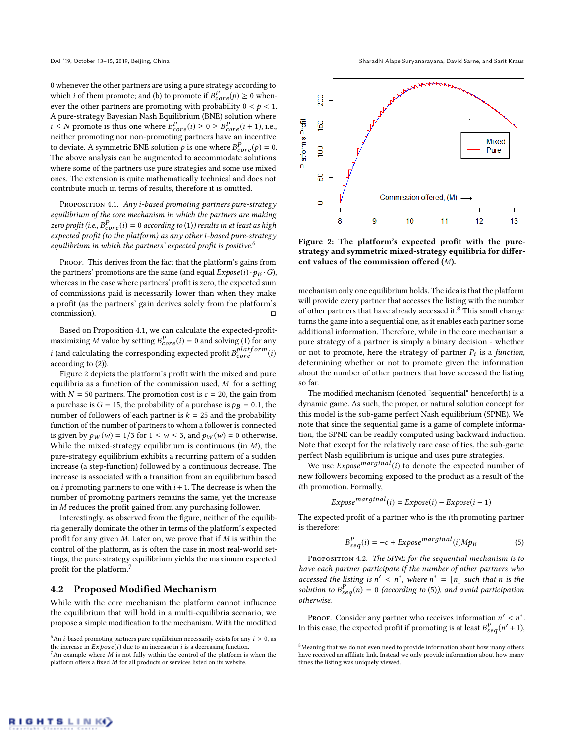0 whenever the other partners are using a pure strategy according to which $i$ of them promote; and (b) to promote if $B^P_{core}(p) \geq 0$ whenever the other partners are promoting with probability $0 < p < 1$. A pure-strategy Bayesian Nash Equilibrium (BNE) solution where $i \leq N$ promote is thus one where $B^P_{core}(i) \geq 0 \geq B^P_{core}(i+1)$, i.e., neither promoting nor non-promoting partners have an incentive to deviate. A symmetric BNE solution $p$ is one where $B^P_{core}(p) = 0$. The above analysis can be augmented to accommodate solutions where some of the partners use pure strategies and some use mixed ones. The extension is quite mathematically technical and does not contribute much in terms of results, therefore it is omitted.

Proposition 4.1. *Any $i$-based promoting partners pure-strategy equilibrium of the core mechanism in which the partners are making zero profit (i.e., $B^P_{core}(i) = 0$ according to (1)) results in at least as high expected profit (to the platform) as any other $i$-based pure-strategy equilibrium in which the partners' expected profit is positive.*[6]

Proof. This derives from the fact that the platform's gains from the partners' promotions are the same (and equal $Expose(i) \cdot p_B \cdot G$), whereas in the case where partners' profit is zero, the expected sum of commissions paid is necessarily lower than when they make a profit (as the partners' gain derives solely from the platform's commission). □

Based on Proposition 4.1, we can calculate the expected-profit-maximizing $M$ value by setting $B^P_{core}(i) = 0$ and solving (1) for any $i$ (and calculating the corresponding expected profit $B^{platform}_{core}(i)$ according to (2)).

Figure 2 depicts the platform's profit with the mixed and pure equilibria as a function of the commission used, $M$, for a setting with $N = 50$ partners. The promotion cost is $c = 20$, the gain from a purchase is $G = 15$, the probability of a purchase is $p_B = 0.1$, the number of followers of each partner is $k = 25$ and the probability function of the number of partners to whom a follower is connected is given by $p_W(w) = 1/3$ for $1 \leq w \leq 3$, and $p_W(w) = 0$ otherwise. While the mixed-strategy equilibrium is continuous (in $M$), the pure-strategy equilibrium exhibits a recurring pattern of a sudden increase (a step-function) followed by a continuous decrease. The increase is associated with a transition from an equilibrium based on $i$ promoting partners to one with $i + 1$. The decrease is when the number of promoting partners remains the same, yet the increase in $M$ reduces the profit gained from any purchasing follower.

Interestingly, as observed from the figure, neither of the equilibria generally dominate the other in terms of the platform's expected profit for any given $M$. Later on, we prove that if $M$ is within the control of the platform, as is often the case in most real-world settings, the pure-strategy equilibrium yields the maximum expected profit for the platform.[7]

**Figure 2: The platform's expected profit with the pure-strategy and symmetric mixed-strategy equilibria for different values of the commission offered ($M$).**

## 4.2 Proposed Modified Mechanism

While with the core mechanism the platform cannot influence the equilibrium that will hold in a multi-equilibria scenario, we propose a simple modification to the mechanism. With the modified mechanism only one equilibrium holds. The idea is that the platform will provide every partner that accesses the listing with the number of other partners that have already accessed it.[8] This small change turns the game into a sequential one, as it enables each partner some additional information. Therefore, while in the core mechanism a pure strategy of a partner is simply a binary decision - whether or not to promote, here the strategy of partner $P_i$ is a *function*, determining whether or not to promote given the information about the number of other partners that have accessed the listing so far.

The modified mechanism (denoted "sequential" henceforth) is a dynamic game. As such, the proper, or natural solution concept for this model is the sub-game perfect Nash equilibrium (SPNE). We note that since the sequential game is a game of complete information, the SPNE can be readily computed using backward induction. Note that except for the relatively rare case of ties, the sub-game perfect Nash equilibrium is unique and uses pure strategies.

We use $Expose^{marginal}(i)$ to denote the expected number of new followers becoming exposed to the product as a result of the $i$th promotion. Formally,

$$Expose^{marginal}(i) = Expose(i) - Expose(i-1)$$

The expected profit of a partner who is the $i$th promoting partner is therefore:

$$B^P_{seq}(i) = -c + Expose^{marginal}(i)Mp_B \tag{5}$$

Proposition 4.2. *The SPNE for the sequential mechanism is to have each partner participate if the number of other partners who accessed the listing is $n' < n^*$, where $n^* = \lfloor n \rfloor$ such that $n$ is the solution to $B^P_{seq}(n) = 0$ (according to (5)), and avoid participation otherwise.*

Proof. Consider any partner who receives information $n' < n^*$. In this case, the expected profit if promoting is at least $B^P_{seq}(n' + 1)$,

[6] An $i$-based promoting partners pure equilibrium necessarily exists for any $i > 0$, as the increase in $Expose(i)$ due to an increase in $i$ is a decreasing function.

[7] An example where $M$ is not fully within the control of the platform is when the platform offers a fixed $M$ for all products or services listed on its website.

[8] Meaning that we do not even need to provide information about how many others have received an affiliate link. Instead we only provide information about how many times the listing was uniquely viewed.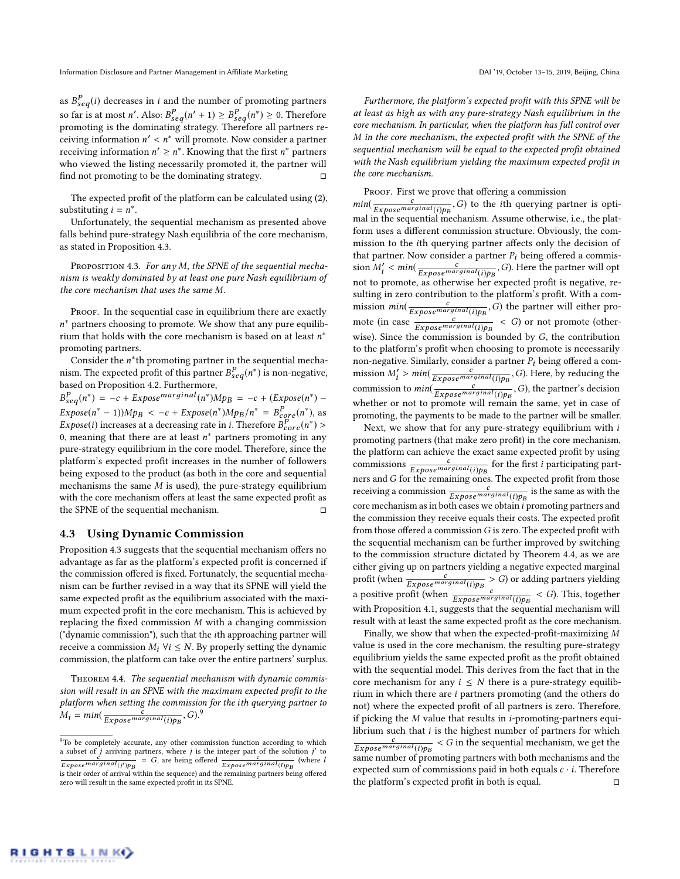as $B^P_{seq}(i)$ decreases in $i$ and the number of promoting partners so far is at most $n'$. Also: $B^P_{seq}(n'+1) \geq B^P_{seq}(n^*) \geq 0$. Therefore promoting is the dominating strategy. Therefore all partners receiving information $n' < n^*$ will promote. Now consider a partner receiving information $n' \geq n^*$. Knowing that the first $n^*$ partners who viewed the listing necessarily promoted it, the partner will find not promoting to be the dominating strategy. ◻

The expected profit of the platform can be calculated using (2), substituting $i = n^*$.

Unfortunately, the sequential mechanism as presented above falls behind pure-strategy Nash equilibria of the core mechanism, as stated in Proposition 4.3.

Proposition 4.3. *For any $M$, the SPNE of the sequential mechanism is weakly dominated by at least one pure Nash equilibrium of the core mechanism that uses the same $M$.*

Proof. In the sequential case in equilibrium there are exactly $n^*$ partners choosing to promote. We show that any pure equilibrium that holds with the core mechanism is based on at least $n^*$ promoting partners.

Consider the $n^*$th promoting partner in the sequential mechanism. The expected profit of this partner $B^P_{seq}(n^*)$ is non-negative, based on Proposition 4.2. Furthermore, $B^P_{seq}(n^*) = -c + Expose^{marginal}(n^*)Mp_B = -c + (Expose(n^*) - Expose(n^*-1))Mp_B < -c + Expose(n^*)Mp_B/n^* = B^P_{core}(n^*)$, as $Expose(i)$ increases at a decreasing rate in $i$. Therefore $B^P_{core}(n^*) > 0$, meaning that there are at least $n^*$ partners promoting in any pure-strategy equilibrium in the core model. Therefore, since the platform's expected profit increases in the number of followers being exposed to the product (as both in the core and sequential mechanisms the same $M$ is used), the pure-strategy equilibrium with the core mechanism offers at least the same expected profit as the SPNE of the sequential mechanism. ◻

## 4.3 Using Dynamic Commission

Proposition 4.3 suggests that the sequential mechanism offers no advantage as far as the platform's expected profit is concerned if the commission offered is fixed. Fortunately, the sequential mechanism can be further revised in a way that its SPNE will yield the same expected profit as the equilibrium associated with the maximum expected profit in the core mechanism. This is achieved by replacing the fixed commission $M$ with a changing commission ("dynamic commission"), such that the $i$th approaching partner will receive a commission $M_i \ \forall i \leq N$. By properly setting the dynamic commission, the platform can take over the entire partners' surplus.

Theorem 4.4. *The sequential mechanism with dynamic commission will result in an SPNE with the maximum expected profit to the platform when setting the commission for the $i$th querying partner to $M_i = min(\frac{c}{Expose^{marginal}(i)p_B}, G)$.*[9]

[9] To be completely accurate, any other commission function according to which a subset of $j$ arriving partners, where $j$ is the integer part of the solution $j'$ to $\frac{c}{Expose^{marginal}(j')p_B} = G$, are being offered $\frac{c}{Expose^{marginal}(l)p_B}$ (where $l$ is their order of arrival within the sequence) and the remaining partners being offered zero will result in the same expected profit in its SPNE.

*Furthermore, the platform's expected profit with this SPNE will be at least as high as with any pure-strategy Nash equilibrium in the core mechanism. In particular, when the platform has full control over $M$ in the core mechanism, the expected profit with the SPNE of the sequential mechanism will be equal to the expected profit obtained with the Nash equilibrium yielding the maximum expected profit in the core mechanism.*

Proof. First we prove that offering a commission $min(\frac{c}{Expose^{marginal}(i)p_B}, G)$ to the $i$th querying partner is optimal in the sequential mechanism. Assume otherwise, i.e., the platform uses a different commission structure. Obviously, the commission to the $i$th querying partner affects only the decision of that partner. Now consider a partner $P_i$ being offered a commission $M'_i < min(\frac{c}{Expose^{marginal}(i)p_B}, G)$. Here the partner will opt not to promote, as otherwise her expected profit is negative, resulting in zero contribution to the platform's profit. With a commission $min(\frac{c}{Expose^{marginal}(i)p_B}, G)$ the partner will either promote (in case $\frac{c}{Expose^{marginal}(i)p_B} < G$) or not promote (otherwise). Since the commission is bounded by $G$, the contribution to the platform's profit when choosing to promote is necessarily non-negative. Similarly, consider a partner $P_i$ being offered a commission $M'_i > min(\frac{c}{Expose^{marginal}(i)p_B}, G)$. Here, by reducing the commission to $min(\frac{c}{Expose^{marginal}(i)p_B}, G)$, the partner's decision whether or not to promote will remain the same, yet in case of promoting, the payments to be made to the partner will be smaller.

Next, we show that for any pure-strategy equilibrium with $i$ promoting partners (that make zero profit) in the core mechanism, the platform can achieve the exact same expected profit by using commissions $\frac{c}{Expose^{marginal}(i)p_B}$ for the first $i$ participating partners and $G$ for the remaining ones. The expected profit from those receiving a commission $\frac{c}{Expose^{marginal}(i)p_B}$ is the same as with the core mechanism as in both cases we obtain $i$ promoting partners and the commission they receive equals their costs. The expected profit from those offered a commission $G$ is zero. The expected profit with the sequential mechanism can be further improved by switching to the commission structure dictated by Theorem 4.4, as we are either giving up on partners yielding a negative expected marginal profit (when $\frac{c}{Expose^{marginal}(i)p_B} > G$) or adding partners yielding a positive profit (when $\frac{c}{Expose^{marginal}(i)p_B} < G$). This, together with Proposition 4.1, suggests that the sequential mechanism will result with at least the same expected profit as the core mechanism.

Finally, we show that when the expected-profit-maximizing $M$ value is used in the core mechanism, the resulting pure-strategy equilibrium yields the same expected profit as the profit obtained with the sequential model. This derives from the fact that in the core mechanism for any $i \leq N$ there is a pure-strategy equilibrium in which there are $i$ partners promoting (and the others do not) where the expected profit of all partners is zero. Therefore, if picking the $M$ value that results in $i$-promoting-partners equilibrium such that $i$ is the highest number of partners for which $\frac{c}{Expose^{marginal}(i)p_B} < G$ in the sequential mechanism, we get the same number of promoting partners with both mechanisms and the expected sum of commissions paid in both equals $c \cdot i$. Therefore the platform's expected profit in both is equal. ◻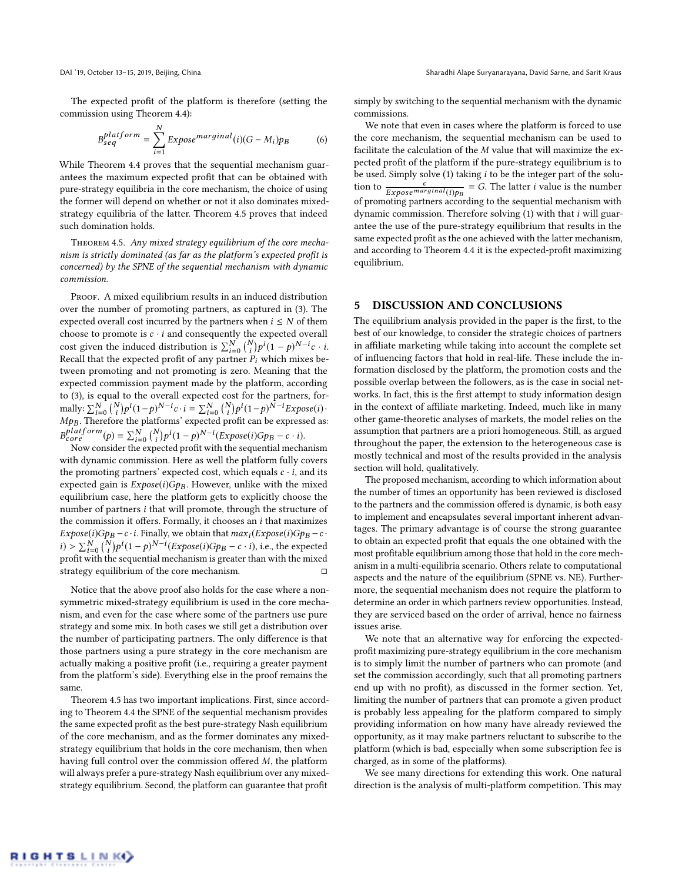The expected profit of the platform is therefore (setting the commission using Theorem 4.4):

$$B_{seq}^{platform} = \sum_{i=1}^{N} Expose^{marginal}(i)(G - M_i)p_B \tag{6}$$

While Theorem 4.4 proves that the sequential mechanism guarantees the maximum expected profit that can be obtained with pure-strategy equilibria in the core mechanism, the choice of using the former will depend on whether or not it also dominates mixed-strategy equilibria of the latter. Theorem 4.5 proves that indeed such domination holds.

Theorem 4.5. *Any mixed strategy equilibrium of the core mechanism is strictly dominated (as far as the platform's expected profit is concerned) by the SPNE of the sequential mechanism with dynamic commission.*

Proof. A mixed equilibrium results in an induced distribution over the number of promoting partners, as captured in (3). The expected overall cost incurred by the partners when $i \leq N$ of them choose to promote is $c \cdot i$ and consequently the expected overall cost given the induced distribution is $\sum_{i=0}^{N} \binom{N}{i} p^i (1-p)^{N-i} c \cdot i$. Recall that the expected profit of any partner $P_i$ which mixes between promoting and not promoting is zero. Meaning that the expected commission payment made by the platform, according to (3), is equal to the overall expected cost for the partners, formally: $\sum_{i=0}^{N} \binom{N}{i} p^i (1-p)^{N-i} c \cdot i = \sum_{i=0}^{N} \binom{N}{i} p^i (1-p)^{N-i} Expose(i) \cdot Mp_B$. Therefore the platforms' expected profit can be expressed as: $B_{core}^{platform}(p) = \sum_{i=0}^{N} \binom{N}{i} p^i (1-p)^{N-i} (Expose(i) Gp_B - c \cdot i)$.

Now consider the expected profit with the sequential mechanism with dynamic commission. Here as well the platform fully covers the promoting partners' expected cost, which equals $c \cdot i$, and its expected gain is $Expose(i) Gp_B$. However, unlike with the mixed equilibrium case, here the platform gets to explicitly choose the number of partners $i$ that will promote, through the structure of the commission it offers. Formally, it chooses an $i$ that maximizes $Expose(i) Gp_B - c \cdot i$. Finally, we obtain that $max_i(Expose(i) Gp_B - c \cdot i) > \sum_{i=0}^{N} \binom{N}{i} p^i (1-p)^{N-i} (Expose(i) Gp_B - c \cdot i)$, i.e., the expected profit with the sequential mechanism is greater than with the mixed strategy equilibrium of the core mechanism. □

Notice that the above proof also holds for the case where a non-symmetric mixed-strategy equilibrium is used in the core mechanism, and even for the case where some of the partners use pure strategy and some mix. In both cases we still get a distribution over the number of participating partners. The only difference is that those partners using a pure strategy in the core mechanism are actually making a positive profit (i.e., requiring a greater payment from the platform's side). Everything else in the proof remains the same.

Theorem 4.5 has two important implications. First, since according to Theorem 4.4 the SPNE of the sequential mechanism provides the same expected profit as the best pure-strategy Nash equilibrium of the core mechanism, and as the former dominates any mixed-strategy equilibrium that holds in the core mechanism, then when having full control over the commission offered $M$, the platform will always prefer a pure-strategy Nash equilibrium over any mixed-strategy equilibrium. Second, the platform can guarantee that profit simply by switching to the sequential mechanism with the dynamic commissions.

We note that even in cases where the platform is forced to use the core mechanism, the sequential mechanism can be used to facilitate the calculation of the $M$ value that will maximize the expected profit of the platform if the pure-strategy equilibrium is to be used. Simply solve (1) taking $i$ to be the integer part of the solution to $\frac{c}{Expose^{marginal}(i)p_B} = G$. The latter $i$ value is the number of promoting partners according to the sequential mechanism with dynamic commission. Therefore solving (1) with that $i$ will guarantee the use of the pure-strategy equilibrium that results in the same expected profit as the one achieved with the latter mechanism, and according to Theorem 4.4 it is the expected-profit maximizing equilibrium.

## 5 DISCUSSION AND CONCLUSIONS

The equilibrium analysis provided in the paper is the first, to the best of our knowledge, to consider the strategic choices of partners in affiliate marketing while taking into account the complete set of influencing factors that hold in real-life. These include the information disclosed by the platform, the promotion costs and the possible overlap between the followers, as is the case in social networks. In fact, this is the first attempt to study information design in the context of affiliate marketing. Indeed, much like in many other game-theoretic analyses of markets, the model relies on the assumption that partners are a priori homogeneous. Still, as argued throughout the paper, the extension to the heterogeneous case is mostly technical and most of the results provided in the analysis section will hold, qualitatively.

The proposed mechanism, according to which information about the number of times an opportunity has been reviewed is disclosed to the partners and the commission offered is dynamic, is both easy to implement and encapsulates several important inherent advantages. The primary advantage is of course the strong guarantee to obtain an expected profit that equals the one obtained with the most profitable equilibrium among those that hold in the core mechanism in a multi-equilibria scenario. Others relate to computational aspects and the nature of the equilibrium (SPNE vs. NE). Furthermore, the sequential mechanism does not require the platform to determine an order in which partners review opportunities. Instead, they are serviced based on the order of arrival, hence no fairness issues arise.

We note that an alternative way for enforcing the expected-profit maximizing pure-strategy equilibrium in the core mechanism is to simply limit the number of partners who can promote (and set the commission accordingly, such that all promoting partners end up with no profit), as discussed in the former section. Yet, limiting the number of partners that can promote a given product is probably less appealing for the platform compared to simply providing information on how many have already reviewed the opportunity, as it may make partners reluctant to subscribe to the platform (which is bad, especially when some subscription fee is charged, as in some of the platforms).

We see many directions for extending this work. One natural direction is the analysis of multi-platform competition. This may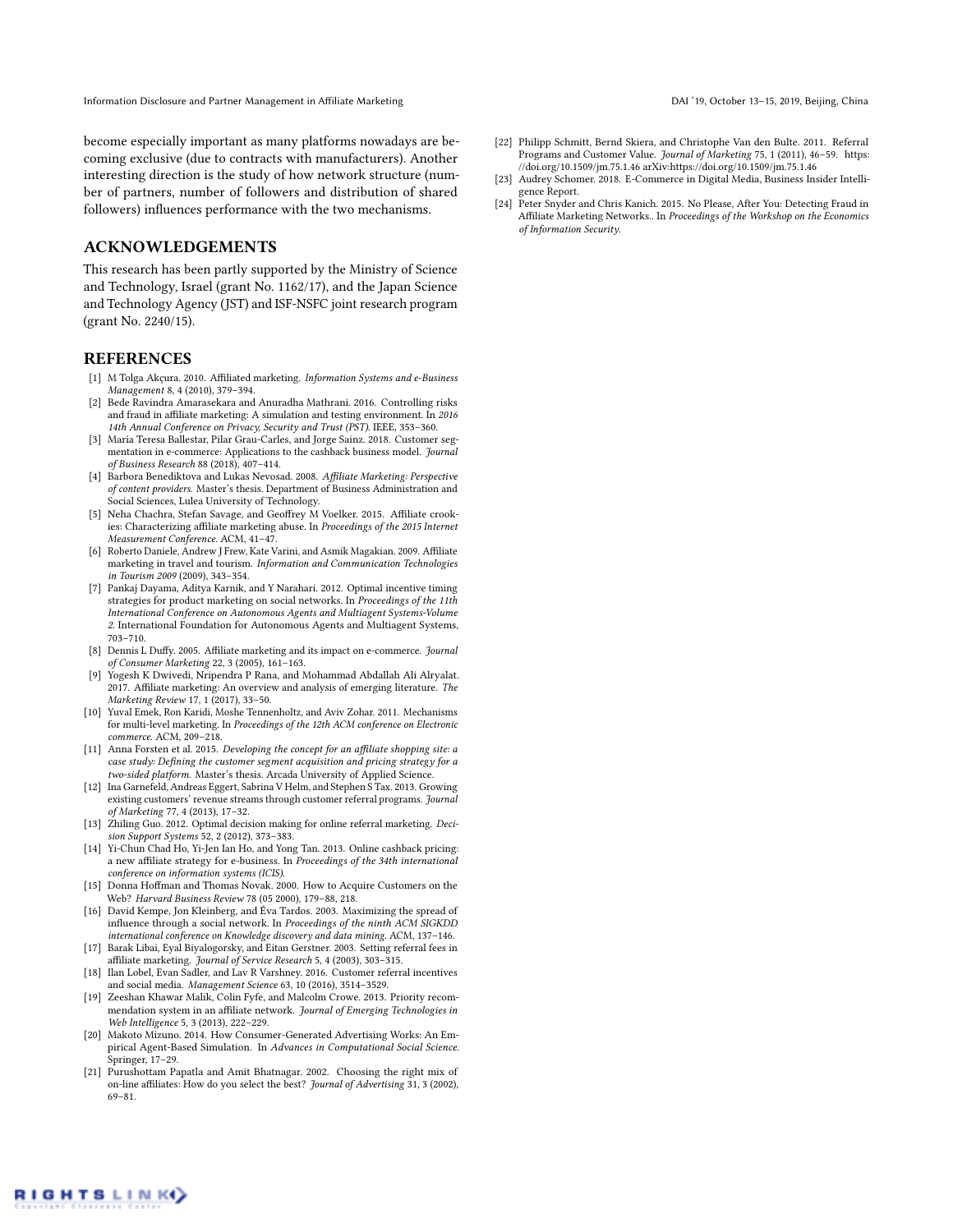become especially important as many platforms nowadays are becoming exclusive (due to contracts with manufacturers). Another interesting direction is the study of how network structure (number of partners, number of followers and distribution of shared followers) influences performance with the two mechanisms.

## ACKNOWLEDGEMENTS

This research has been partly supported by the Ministry of Science and Technology, Israel (grant No. 1162/17), and the Japan Science and Technology Agency (JST) and ISF-NSFC joint research program (grant No. 2240/15).

## REFERENCES

[1] M Tolga Akçura. 2010. Affiliated marketing. *Information Systems and e-Business Management* 8, 4 (2010), 379–394.

[2] Bede Ravindra Amarasekara and Anuradha Mathrani. 2016. Controlling risks and fraud in affiliate marketing: A simulation and testing environment. In *2016 14th Annual Conference on Privacy, Security and Trust (PST)*. IEEE, 353–360.

[3] María Teresa Ballestar, Pilar Grau-Carles, and Jorge Sainz. 2018. Customer segmentation in e-commerce: Applications to the cashback business model. *Journal of Business Research* 88 (2018), 407–414.

[4] Barbora Benediktova and Lukas Nevosad. 2008. *Affiliate Marketing: Perspective of content providers*. Master's thesis. Department of Business Administration and Social Sciences, Lulea University of Technology.

[5] Neha Chachra, Stefan Savage, and Geoffrey M Voelker. 2015. Affiliate crookies: Characterizing affiliate marketing abuse. In *Proceedings of the 2015 Internet Measurement Conference*. ACM, 41–47.

[6] Roberto Daniele, Andrew J Frew, Kate Varini, and Asmik Magakian. 2009. Affiliate marketing in travel and tourism. *Information and Communication Technologies in Tourism 2009* (2009), 343–354.

[7] Pankaj Dayama, Aditya Karnik, and Y Narahari. 2012. Optimal incentive timing strategies for product marketing on social networks. In *Proceedings of the 11th International Conference on Autonomous Agents and Multiagent Systems-Volume 2*. International Foundation for Autonomous Agents and Multiagent Systems, 703–710.

[8] Dennis L Duffy. 2005. Affiliate marketing and its impact on e-commerce. *Journal of Consumer Marketing* 22, 3 (2005), 161–163.

[9] Yogesh K Dwivedi, Nripendra P Rana, and Mohammad Abdallah Ali Alryalat. 2017. Affiliate marketing: An overview and analysis of emerging literature. *The Marketing Review* 17, 1 (2017), 33–50.

[10] Yuval Emek, Ron Karidi, Moshe Tennenholtz, and Aviv Zohar. 2011. Mechanisms for multi-level marketing. In *Proceedings of the 12th ACM conference on Electronic commerce*. ACM, 209–218.

[11] Anna Forsten et al. 2015. *Developing the concept for an affiliate shopping site: a case study: Defining the customer segment acquisition and pricing strategy for a two-sided platform*. Master's thesis. Arcada University of Applied Science.

[12] Ina Garnefeld, Andreas Eggert, Sabrina V Helm, and Stephen S Tax. 2013. Growing existing customers' revenue streams through customer referral programs. *Journal of Marketing* 77, 4 (2013), 17–32.

[13] Zhiling Guo. 2012. Optimal decision making for online referral marketing. *Decision Support Systems* 52, 2 (2012), 373–383.

[14] Yi-Chun Chad Ho, Yi-Jen Ian Ho, and Yong Tan. 2013. Online cashback pricing: a new affiliate strategy for e-business. In *Proceedings of the 34th international conference on information systems (ICIS)*.

[15] Donna Hoffman and Thomas Novak. 2000. How to Acquire Customers on the Web? *Harvard Business Review* 78 (05 2000), 179–88, 218.

[16] David Kempe, Jon Kleinberg, and Éva Tardos. 2003. Maximizing the spread of influence through a social network. In *Proceedings of the ninth ACM SIGKDD international conference on Knowledge discovery and data mining*. ACM, 137–146.

[17] Barak Libai, Eyal Biyalogorsky, and Eitan Gerstner. 2003. Setting referral fees in affiliate marketing. *Journal of Service Research* 5, 4 (2003), 303–315.

[18] Ilan Lobel, Evan Sadler, and Lav R Varshney. 2016. Customer referral incentives and social media. *Management Science* 63, 10 (2016), 3514–3529.

[19] Zeeshan Khawar Malik, Colin Fyfe, and Malcolm Crowe. 2013. Priority recommendation system in an affiliate network. *Journal of Emerging Technologies in Web Intelligence* 5, 3 (2013), 222–229.

[20] Makoto Mizuno. 2014. How Consumer-Generated Advertising Works: An Empirical Agent-Based Simulation. In *Advances in Computational Social Science*. Springer, 17–29.

[21] Purushottam Papatla and Amit Bhatnagar. 2002. Choosing the right mix of on-line affiliates: How do you select the best? *Journal of Advertising* 31, 3 (2002), 69–81.

[22] Philipp Schmitt, Bernd Skiera, and Christophe Van den Bulte. 2011. Referral Programs and Customer Value. *Journal of Marketing* 75, 1 (2011), 46–59. https://doi.org/10.1509/jm.75.1.46 arXiv:https://doi.org/10.1509/jm.75.1.46

[23] Audrey Schomer. 2018. E-Commerce in Digital Media, Business Insider Intelligence Report.

[24] Peter Snyder and Chris Kanich. 2015. No Please, After You: Detecting Fraud in Affiliate Marketing Networks.. In *Proceedings of the Workshop on the Economics of Information Security*.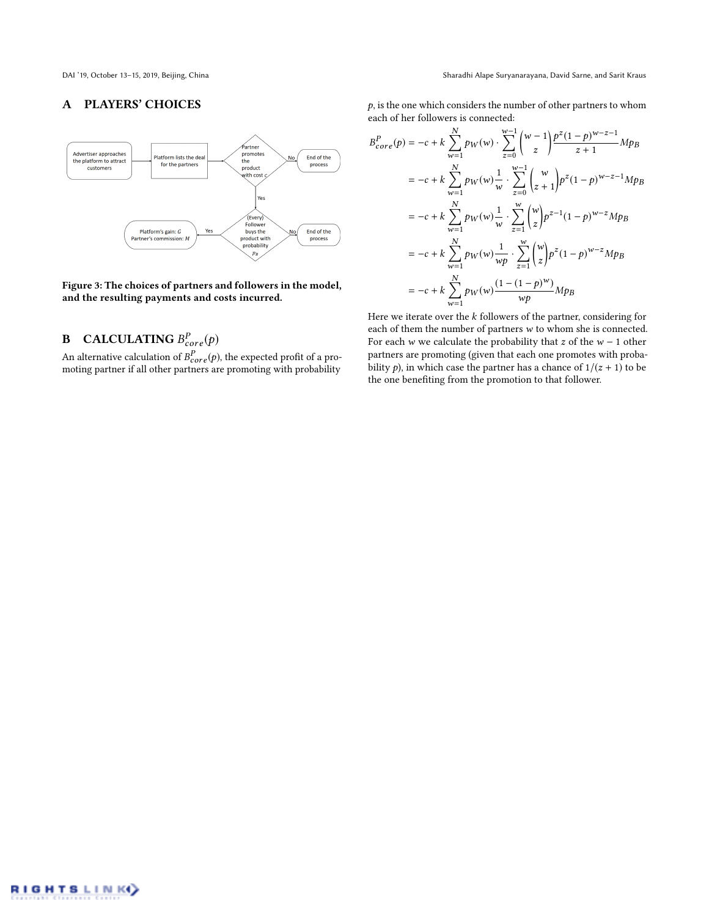## A PLAYERS' CHOICES

Advertiser approaches the platform to attract customers

Platform lists the deal for the partners

Partner promotes the product with cost $c$

No

End of the process

Yes

(Every) Follower buys the product with probability $p_B$

No

End of the process

Yes

Platform's gain: $G$
Partner's commission: $M$

**Figure 3: The choices of partners and followers in the model, and the resulting payments and costs incurred.**

## B CALCULATING $B^P_{core}(p)$

An alternative calculation of $B^P_{core}(p)$, the expected profit of a promoting partner if all other partners are promoting with probability $p$, is the one which considers the number of other partners to whom each of her followers is connected:

$$
\begin{aligned}
B^P_{core}(p) &= -c + k \sum_{w=1}^{N} p_W(w) \cdot \sum_{z=0}^{w-1} \binom{w-1}{z} \frac{p^z(1-p)^{w-z-1}}{z+1} M p_B \\
&= -c + k \sum_{w=1}^{N} p_W(w) \frac{1}{w} \cdot \sum_{z=0}^{w-1} \binom{w}{z+1} p^z (1-p)^{w-z-1} M p_B \\
&= -c + k \sum_{w=1}^{N} p_W(w) \frac{1}{w} \cdot \sum_{z=1}^{w} \binom{w}{z} p^{z-1} (1-p)^{w-z} M p_B \\
&= -c + k \sum_{w=1}^{N} p_W(w) \frac{1}{wp} \cdot \sum_{z=1}^{w} \binom{w}{z} p^{z} (1-p)^{w-z} M p_B \\
&= -c + k \sum_{w=1}^{N} p_W(w) \frac{(1-(1-p)^w)}{wp} M p_B
\end{aligned}
$$

Here we iterate over the $k$ followers of the partner, considering for each of them the number of partners $w$ to whom she is connected. For each $w$ we calculate the probability that $z$ of the $w-1$ other partners are promoting (given that each one promotes with probability $p$), in which case the partner has a chance of $1/(z+1)$ to be the one benefiting from the promotion to that follower.